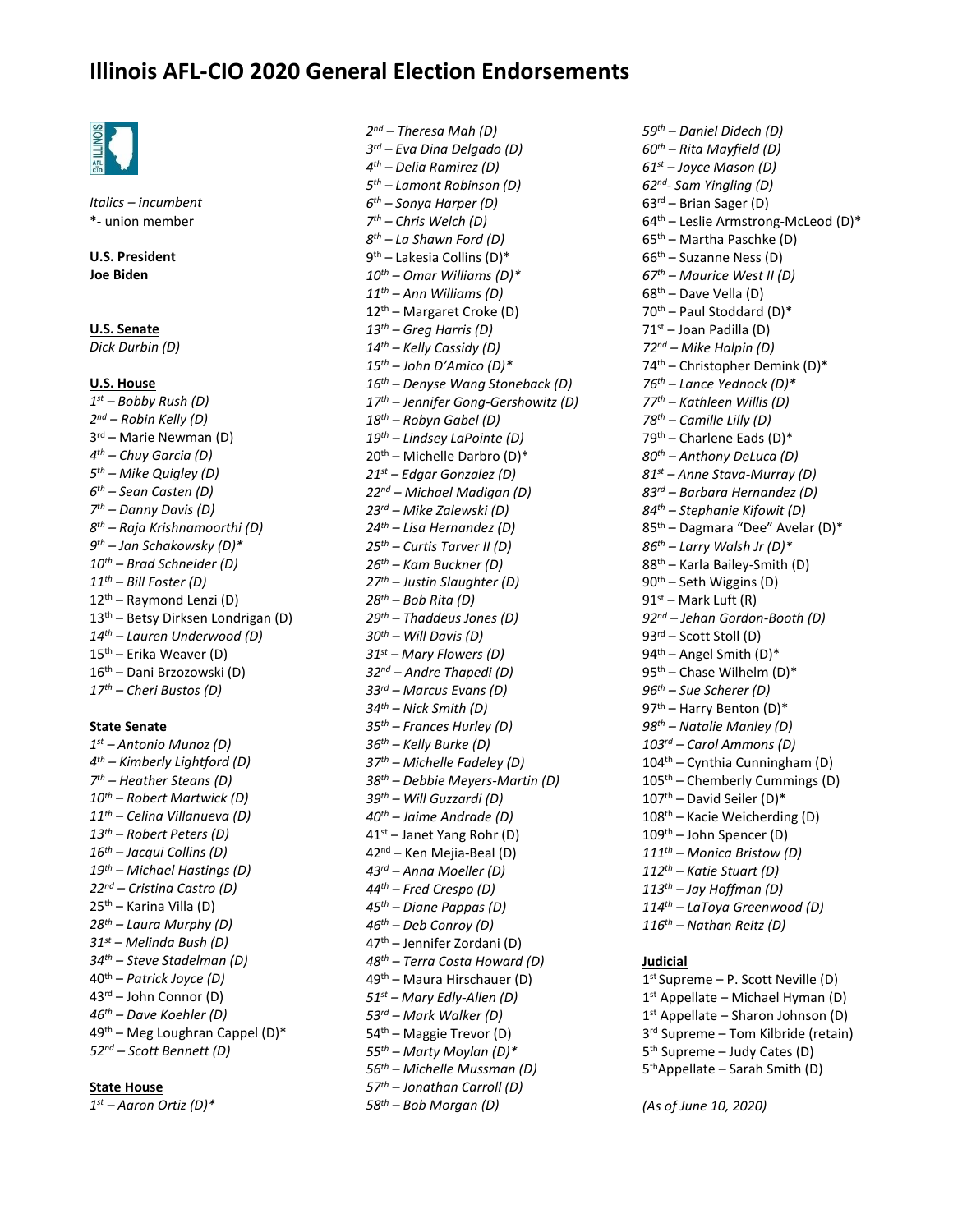# Illinois AFL-CIO 2020 General Election Endorsements

*Italics – incumbent*
*- union member

**U.S. President**
**Joe Biden**

**U.S. Senate**
*Dick Durbin (D)*

**U.S. House**
*1st – Bobby Rush (D)*
*2nd – Robin Kelly (D)*
3rd – Marie Newman (D)
*4th – Chuy Garcia (D)*
*5th – Mike Quigley (D)*
*6th – Sean Casten (D)*
*7th – Danny Davis (D)*
*8th – Raja Krishnamoorthi (D)*
*9th – Jan Schakowsky (D)**
*10th – Brad Schneider (D)*
*11th – Bill Foster (D)*
12th – Raymond Lenzi (D)
13th – Betsy Dirksen Londrigan (D)
*14th – Lauren Underwood (D)*
15th – Erika Weaver (D)
16th – Dani Brzozowski (D)
*17th – Cheri Bustos (D)*

**State Senate**
*1st – Antonio Munoz (D)*
*4th – Kimberly Lightford (D)*
*7th – Heather Steans (D)*
*10th – Robert Martwick (D)*
*11th – Celina Villanueva (D)*
*13th – Robert Peters (D)*
*16th – Jacqui Collins (D)*
*19th – Michael Hastings (D)*
*22nd – Cristina Castro (D)*
25th – Karina Villa (D)
*28th – Laura Murphy (D)*
*31st – Melinda Bush (D)*
*34th – Steve Stadelman (D)*
40th – Patrick Joyce (D)
43rd – John Connor (D)
*46th – Dave Koehler (D)*
49th – Meg Loughran Cappel (D)*
*52nd – Scott Bennett (D)*

**State House**
*1st – Aaron Ortiz (D)**
*2nd – Theresa Mah (D)*
*3rd – Eva Dina Delgado (D)*
*4th – Delia Ramirez (D)*
*5th – Lamont Robinson (D)*
*6th – Sonya Harper (D)*
*7th – Chris Welch (D)*
*8th – La Shawn Ford (D)*
9th – Lakesia Collins (D)*
*10th – Omar Williams (D)**
*11th – Ann Williams (D)*
12th – Margaret Croke (D)
*13th – Greg Harris (D)*
*14th – Kelly Cassidy (D)*
*15th – John D'Amico (D)**
*16th – Denyse Wang Stoneback (D)*
*17th – Jennifer Gong-Gershowitz (D)*
*18th – Robyn Gabel (D)*
*19th – Lindsey LaPointe (D)*
20th – Michelle Darbro (D)*
*21st – Edgar Gonzalez (D)*
*22nd – Michael Madigan (D)*
*23rd – Mike Zalewski (D)*
*24th – Lisa Hernandez (D)*
*25th – Curtis Tarver II (D)*
*26th – Kam Buckner (D)*
*27th – Justin Slaughter (D)*
*28th – Bob Rita (D)*
*29th – Thaddeus Jones (D)*
*30th – Will Davis (D)*
*31st – Mary Flowers (D)*
*32nd – Andre Thapedi (D)*
*33rd – Marcus Evans (D)*
*34th – Nick Smith (D)*
*35th – Frances Hurley (D)*
*36th – Kelly Burke (D)*
*37th – Michelle Fadeley (D)*
*38th – Debbie Meyers-Martin (D)*
*39th – Will Guzzardi (D)*
*40th – Jaime Andrade (D)*
41st – Janet Yang Rohr (D)
42nd – Ken Mejia-Beal (D)
*43rd – Anna Moeller (D)*
*44th – Fred Crespo (D)*
*45th – Diane Pappas (D)*
*46th – Deb Conroy (D)*
47th – Jennifer Zordani (D)
*48th – Terra Costa Howard (D)*
49th – Maura Hirschauer (D)
*51st – Mary Edly-Allen (D)*
*53rd – Mark Walker (D)*
54th – Maggie Trevor (D)
*55th – Marty Moylan (D)**
*56th – Michelle Mussman (D)*
*57th – Jonathan Carroll (D)*
*58th – Bob Morgan (D)*
*59th – Daniel Didech (D)*
*60th – Rita Mayfield (D)*
*61st – Joyce Mason (D)*
*62nd- Sam Yingling (D)*
63rd – Brian Sager (D)
64th – Leslie Armstrong-McLeod (D)*
65th – Martha Paschke (D)
66th – Suzanne Ness (D)
*67th – Maurice West II (D)*
68th – Dave Vella (D)
70th – Paul Stoddard (D)*
71st – Joan Padilla (D)
*72nd – Mike Halpin (D)*
74th – Christopher Demink (D)*
*76th – Lance Yednock (D)**
*77th – Kathleen Willis (D)*
*78th – Camille Lilly (D)*
79th – Charlene Eads (D)*
*80th – Anthony DeLuca (D)*
*81st – Anne Stava-Murray (D)*
*83rd – Barbara Hernandez (D)*
*84th – Stephanie Kifowit (D)*
85th – Dagmara "Dee" Avelar (D)*
*86th – Larry Walsh Jr (D)**
88th – Karla Bailey-Smith (D)
90th – Seth Wiggins (D)
91st – Mark Luft (R)
*92nd – Jehan Gordon-Booth (D)*
93rd – Scott Stoll (D)
94th – Angel Smith (D)*
95th – Chase Wilhelm (D)*
*96th – Sue Scherer (D)*
97th – Harry Benton (D)*
*98th – Natalie Manley (D)*
*103rd – Carol Ammons (D)*
104th – Cynthia Cunningham (D)
105th – Chemberly Cummings (D)
107th – David Seiler (D)*
108th – Kacie Weicherding (D)
109th – John Spencer (D)
*111th – Monica Bristow (D)*
*112th – Katie Stuart (D)*
*113th – Jay Hoffman (D)*
*114th – LaToya Greenwood (D)*
*116th – Nathan Reitz (D)*

**Judicial**
1st Supreme – P. Scott Neville (D)
1st Appellate – Michael Hyman (D)
1st Appellate – Sharon Johnson (D)
3rd Supreme – Tom Kilbride (retain)
5th Supreme – Judy Cates (D)
5th Appellate – Sarah Smith (D)

*(As of June 10, 2020)*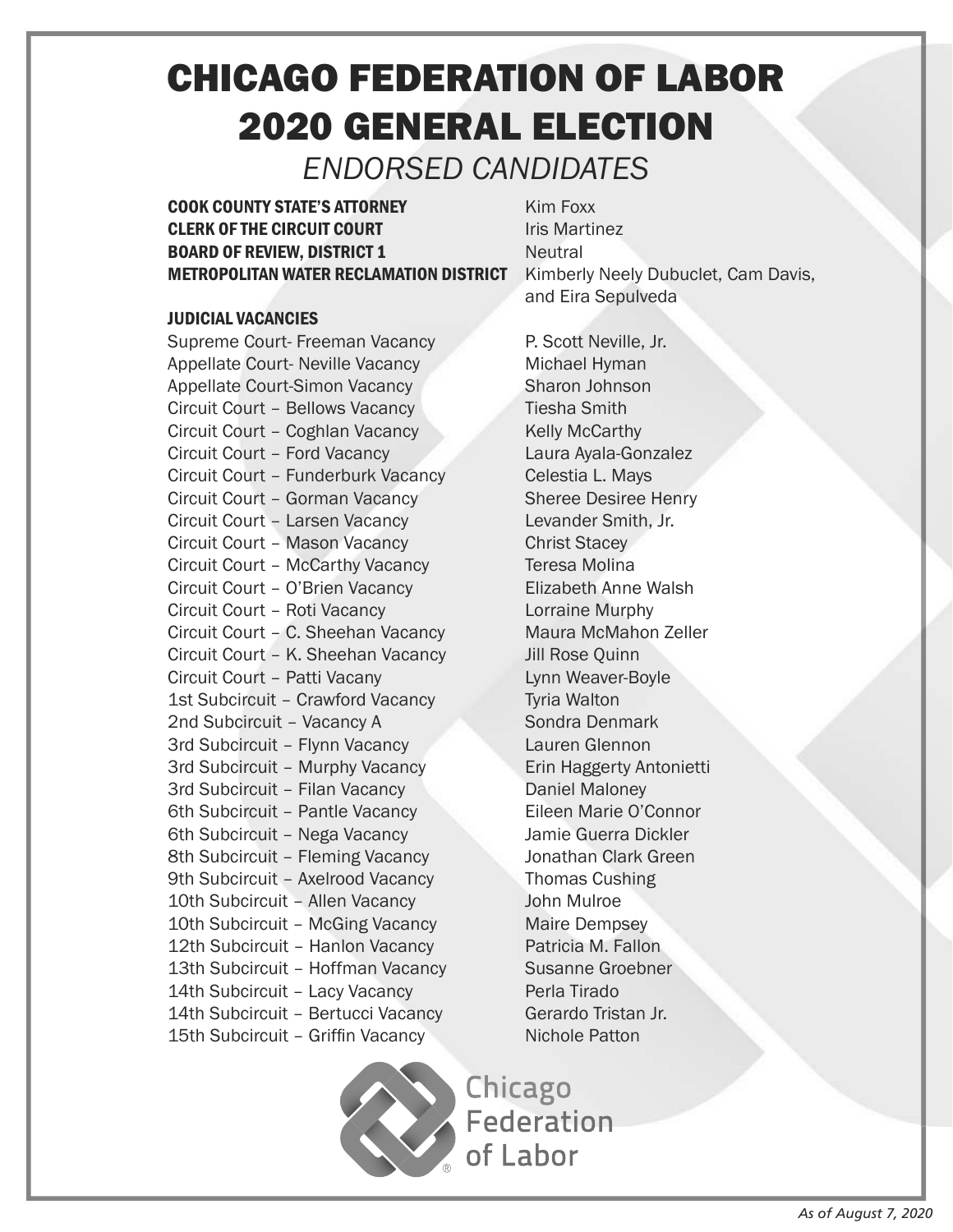# CHICAGO FEDERATION OF LABOR 2020 GENERAL ELECTION

## *ENDORSED CANDIDATES*

| | |
|---|---|
| **COOK COUNTY STATE'S ATTORNEY** | Kim Foxx |
| **CLERK OF THE CIRCUIT COURT** | Iris Martinez |
| **BOARD OF REVIEW, DISTRICT 1** | Neutral |
| **METROPOLITAN WATER RECLAMATION DISTRICT** | Kimberly Neely Dubuclet, Cam Davis, and Eira Sepulveda |

### JUDICIAL VACANCIES

| | |
|---|---|
| Supreme Court- Freeman Vacancy | P. Scott Neville, Jr. |
| Appellate Court- Neville Vacancy | Michael Hyman |
| Appellate Court-Simon Vacancy | Sharon Johnson |
| Circuit Court – Bellows Vacancy | Tiesha Smith |
| Circuit Court – Coghlan Vacancy | Kelly McCarthy |
| Circuit Court – Ford Vacancy | Laura Ayala-Gonzalez |
| Circuit Court – Funderburk Vacancy | Celestia L. Mays |
| Circuit Court – Gorman Vacancy | Sheree Desiree Henry |
| Circuit Court – Larsen Vacancy | Levander Smith, Jr. |
| Circuit Court – Mason Vacancy | Christ Stacey |
| Circuit Court – McCarthy Vacancy | Teresa Molina |
| Circuit Court – O'Brien Vacancy | Elizabeth Anne Walsh |
| Circuit Court – Roti Vacancy | Lorraine Murphy |
| Circuit Court – C. Sheehan Vacancy | Maura McMahon Zeller |
| Circuit Court – K. Sheehan Vacancy | Jill Rose Quinn |
| Circuit Court – Patti Vacany | Lynn Weaver-Boyle |
| 1st Subcircuit – Crawford Vacancy | Tyria Walton |
| 2nd Subcircuit – Vacancy A | Sondra Denmark |
| 3rd Subcircuit – Flynn Vacancy | Lauren Glennon |
| 3rd Subcircuit – Murphy Vacancy | Erin Haggerty Antonietti |
| 3rd Subcircuit – Filan Vacancy | Daniel Maloney |
| 6th Subcircuit – Pantle Vacancy | Eileen Marie O'Connor |
| 6th Subcircuit – Nega Vacancy | Jamie Guerra Dickler |
| 8th Subcircuit – Fleming Vacancy | Jonathan Clark Green |
| 9th Subcircuit – Axelrood Vacancy | Thomas Cushing |
| 10th Subcircuit – Allen Vacancy | John Mulroe |
| 10th Subcircuit – McGing Vacancy | Maire Dempsey |
| 12th Subcircuit – Hanlon Vacancy | Patricia M. Fallon |
| 13th Subcircuit – Hoffman Vacancy | Susanne Groebner |
| 14th Subcircuit – Lacy Vacancy | Perla Tirado |
| 14th Subcircuit – Bertucci Vacancy | Gerardo Tristan Jr. |
| 15th Subcircuit – Griffin Vacancy | Nichole Patton |

Chicago Federation of Labor

*As of August 7, 2020*